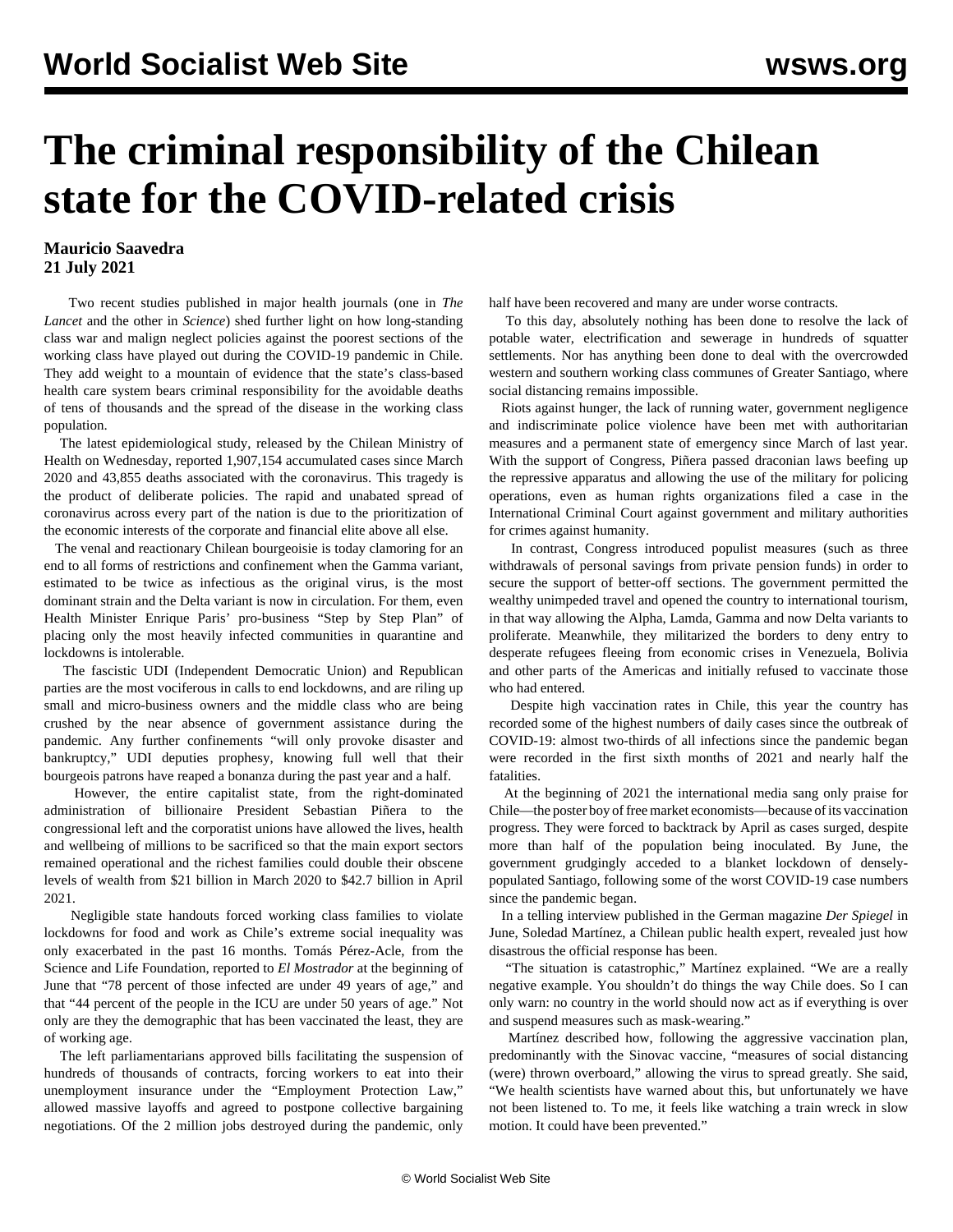# The criminal responsibility of the Chilean state for the COVID-related crisis

**Mauricio Saavedra**
**21 July 2021**

Two recent studies published in major health journals (one in *The Lancet* and the other in *Science*) shed further light on how long-standing class war and malign neglect policies against the poorest sections of the working class have played out during the COVID-19 pandemic in Chile. They add weight to a mountain of evidence that the state's class-based health care system bears criminal responsibility for the avoidable deaths of tens of thousands and the spread of the disease in the working class population.

The latest epidemiological study, released by the Chilean Ministry of Health on Wednesday, reported 1,907,154 accumulated cases since March 2020 and 43,855 deaths associated with the coronavirus. This tragedy is the product of deliberate policies. The rapid and unabated spread of coronavirus across every part of the nation is due to the prioritization of the economic interests of the corporate and financial elite above all else.

The venal and reactionary Chilean bourgeoisie is today clamoring for an end to all forms of restrictions and confinement when the Gamma variant, estimated to be twice as infectious as the original virus, is the most dominant strain and the Delta variant is now in circulation. For them, even Health Minister Enrique Paris' pro-business "Step by Step Plan" of placing only the most heavily infected communities in quarantine and lockdowns is intolerable.

The fascistic UDI (Independent Democratic Union) and Republican parties are the most vociferous in calls to end lockdowns, and are riling up small and micro-business owners and the middle class who are being crushed by the near absence of government assistance during the pandemic. Any further confinements "will only provoke disaster and bankruptcy," UDI deputies prophesy, knowing full well that their bourgeois patrons have reaped a bonanza during the past year and a half.

However, the entire capitalist state, from the right-dominated administration of billionaire President Sebastian Piñera to the congressional left and the corporatist unions have allowed the lives, health and wellbeing of millions to be sacrificed so that the main export sectors remained operational and the richest families could double their obscene levels of wealth from $21 billion in March 2020 to $42.7 billion in April 2021.

Negligible state handouts forced working class families to violate lockdowns for food and work as Chile's extreme social inequality was only exacerbated in the past 16 months. Tomás Pérez-Acle, from the Science and Life Foundation, reported to *El Mostrador* at the beginning of June that "78 percent of those infected are under 49 years of age," and that "44 percent of the people in the ICU are under 50 years of age." Not only are they the demographic that has been vaccinated the least, they are of working age.

The left parliamentarians approved bills facilitating the suspension of hundreds of thousands of contracts, forcing workers to eat into their unemployment insurance under the "Employment Protection Law," allowed massive layoffs and agreed to postpone collective bargaining negotiations. Of the 2 million jobs destroyed during the pandemic, only half have been recovered and many are under worse contracts.

To this day, absolutely nothing has been done to resolve the lack of potable water, electrification and sewerage in hundreds of squatter settlements. Nor has anything been done to deal with the overcrowded western and southern working class communes of Greater Santiago, where social distancing remains impossible.

Riots against hunger, the lack of running water, government negligence and indiscriminate police violence have been met with authoritarian measures and a permanent state of emergency since March of last year. With the support of Congress, Piñera passed draconian laws beefing up the repressive apparatus and allowing the use of the military for policing operations, even as human rights organizations filed a case in the International Criminal Court against government and military authorities for crimes against humanity.

In contrast, Congress introduced populist measures (such as three withdrawals of personal savings from private pension funds) in order to secure the support of better-off sections. The government permitted the wealthy unimpeded travel and opened the country to international tourism, in that way allowing the Alpha, Lamda, Gamma and now Delta variants to proliferate. Meanwhile, they militarized the borders to deny entry to desperate refugees fleeing from economic crises in Venezuela, Bolivia and other parts of the Americas and initially refused to vaccinate those who had entered.

Despite high vaccination rates in Chile, this year the country has recorded some of the highest numbers of daily cases since the outbreak of COVID-19: almost two-thirds of all infections since the pandemic began were recorded in the first sixth months of 2021 and nearly half the fatalities.

At the beginning of 2021 the international media sang only praise for Chile—the poster boy of free market economists—because of its vaccination progress. They were forced to backtrack by April as cases surged, despite more than half of the population being inoculated. By June, the government grudgingly acceded to a blanket lockdown of densely-populated Santiago, following some of the worst COVID-19 case numbers since the pandemic began.

In a telling interview published in the German magazine *Der Spiegel* in June, Soledad Martínez, a Chilean public health expert, revealed just how disastrous the official response has been.

"The situation is catastrophic," Martínez explained. "We are a really negative example. You shouldn't do things the way Chile does. So I can only warn: no country in the world should now act as if everything is over and suspend measures such as mask-wearing."

Martínez described how, following the aggressive vaccination plan, predominantly with the Sinovac vaccine, "measures of social distancing (were) thrown overboard," allowing the virus to spread greatly. She said, "We health scientists have warned about this, but unfortunately we have not been listened to. To me, it feels like watching a train wreck in slow motion. It could have been prevented."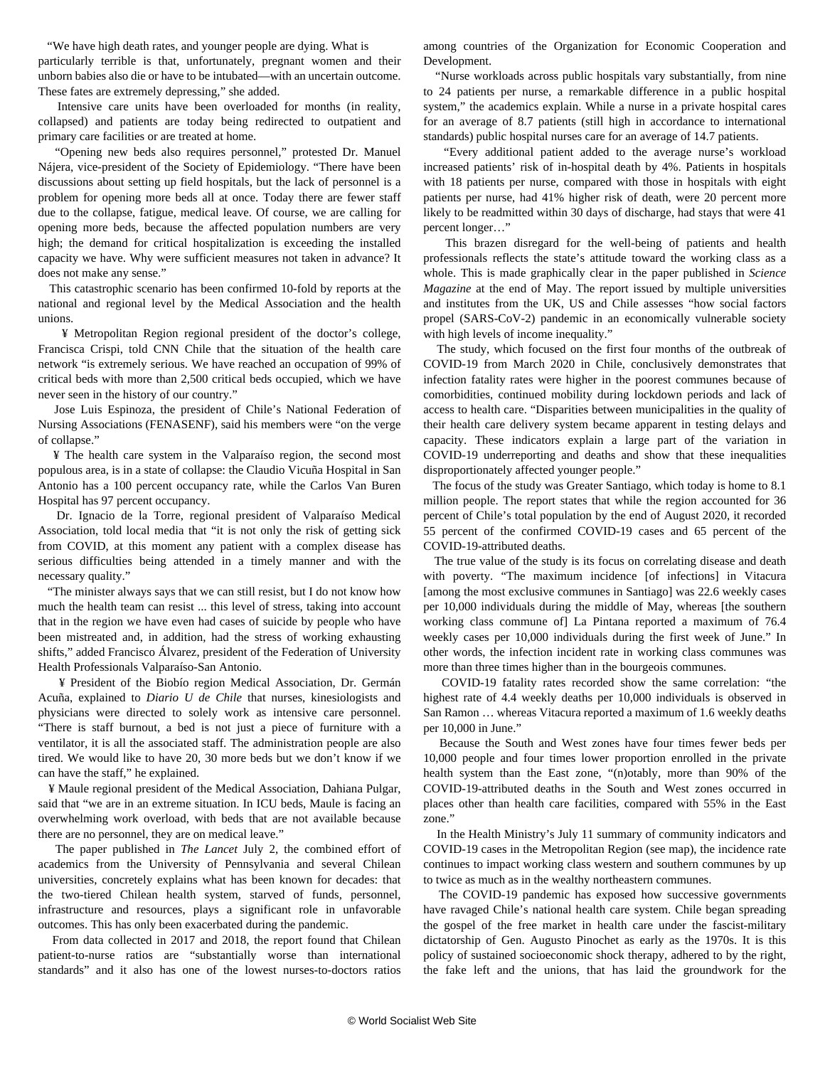"We have high death rates, and younger people are dying. What is particularly terrible is that, unfortunately, pregnant women and their unborn babies also die or have to be intubated—with an uncertain outcome. These fates are extremely depressing," she added.

Intensive care units have been overloaded for months (in reality, collapsed) and patients are today being redirected to outpatient and primary care facilities or are treated at home.

"Opening new beds also requires personnel," protested Dr. Manuel Nájera, vice-president of the Society of Epidemiology. "There have been discussions about setting up field hospitals, but the lack of personnel is a problem for opening more beds all at once. Today there are fewer staff due to the collapse, fatigue, medical leave. Of course, we are calling for opening more beds, because the affected population numbers are very high; the demand for critical hospitalization is exceeding the installed capacity we have. Why were sufficient measures not taken in advance? It does not make any sense."

This catastrophic scenario has been confirmed 10-fold by reports at the national and regional level by the Medical Association and the health unions.

¥ Metropolitan Region regional president of the doctor's college, Francisca Crispi, told CNN Chile that the situation of the health care network "is extremely serious. We have reached an occupation of 99% of critical beds with more than 2,500 critical beds occupied, which we have never seen in the history of our country."

Jose Luis Espinoza, the president of Chile's National Federation of Nursing Associations (FENASENF), said his members were "on the verge of collapse."

¥ The health care system in the Valparaíso region, the second most populous area, is in a state of collapse: the Claudio Vicuña Hospital in San Antonio has a 100 percent occupancy rate, while the Carlos Van Buren Hospital has 97 percent occupancy.

Dr. Ignacio de la Torre, regional president of Valparaíso Medical Association, told local media that "it is not only the risk of getting sick from COVID, at this moment any patient with a complex disease has serious difficulties being attended in a timely manner and with the necessary quality."

"The minister always says that we can still resist, but I do not know how much the health team can resist ... this level of stress, taking into account that in the region we have even had cases of suicide by people who have been mistreated and, in addition, had the stress of working exhausting shifts," added Francisco Álvarez, president of the Federation of University Health Professionals Valparaíso-San Antonio.

¥ President of the Biobío region Medical Association, Dr. Germán Acuña, explained to *Diario U de Chile* that nurses, kinesiologists and physicians were directed to solely work as intensive care personnel. "There is staff burnout, a bed is not just a piece of furniture with a ventilator, it is all the associated staff. The administration people are also tired. We would like to have 20, 30 more beds but we don't know if we can have the staff," he explained.

¥ Maule regional president of the Medical Association, Dahiana Pulgar, said that "we are in an extreme situation. In ICU beds, Maule is facing an overwhelming work overload, with beds that are not available because there are no personnel, they are on medical leave."

The paper published in *The Lancet* July 2, the combined effort of academics from the University of Pennsylvania and several Chilean universities, concretely explains what has been known for decades: that the two-tiered Chilean health system, starved of funds, personnel, infrastructure and resources, plays a significant role in unfavorable outcomes. This has only been exacerbated during the pandemic.

From data collected in 2017 and 2018, the report found that Chilean patient-to-nurse ratios are "substantially worse than international standards" and it also has one of the lowest nurses-to-doctors ratios among countries of the Organization for Economic Cooperation and Development.

"Nurse workloads across public hospitals vary substantially, from nine to 24 patients per nurse, a remarkable difference in a public hospital system," the academics explain. While a nurse in a private hospital cares for an average of 8.7 patients (still high in accordance to international standards) public hospital nurses care for an average of 14.7 patients.

"Every additional patient added to the average nurse's workload increased patients' risk of in-hospital death by 4%. Patients in hospitals with 18 patients per nurse, compared with those in hospitals with eight patients per nurse, had 41% higher risk of death, were 20 percent more likely to be readmitted within 30 days of discharge, had stays that were 41 percent longer…"

This brazen disregard for the well-being of patients and health professionals reflects the state's attitude toward the working class as a whole. This is made graphically clear in the paper published in *Science Magazine* at the end of May. The report issued by multiple universities and institutes from the UK, US and Chile assesses "how social factors propel (SARS-CoV-2) pandemic in an economically vulnerable society with high levels of income inequality."

The study, which focused on the first four months of the outbreak of COVID-19 from March 2020 in Chile, conclusively demonstrates that infection fatality rates were higher in the poorest communes because of comorbidities, continued mobility during lockdown periods and lack of access to health care. "Disparities between municipalities in the quality of their health care delivery system became apparent in testing delays and capacity. These indicators explain a large part of the variation in COVID-19 underreporting and deaths and show that these inequalities disproportionately affected younger people."

The focus of the study was Greater Santiago, which today is home to 8.1 million people. The report states that while the region accounted for 36 percent of Chile's total population by the end of August 2020, it recorded 55 percent of the confirmed COVID-19 cases and 65 percent of the COVID-19-attributed deaths.

The true value of the study is its focus on correlating disease and death with poverty. "The maximum incidence [of infections] in Vitacura [among the most exclusive communes in Santiago] was 22.6 weekly cases per 10,000 individuals during the middle of May, whereas [the southern working class commune of] La Pintana reported a maximum of 76.4 weekly cases per 10,000 individuals during the first week of June." In other words, the infection incident rate in working class communes was more than three times higher than in the bourgeois communes.

COVID-19 fatality rates recorded show the same correlation: "the highest rate of 4.4 weekly deaths per 10,000 individuals is observed in San Ramon … whereas Vitacura reported a maximum of 1.6 weekly deaths per 10,000 in June."

Because the South and West zones have four times fewer beds per 10,000 people and four times lower proportion enrolled in the private health system than the East zone, "(n)otably, more than 90% of the COVID-19-attributed deaths in the South and West zones occurred in places other than health care facilities, compared with 55% in the East zone."

In the Health Ministry's July 11 summary of community indicators and COVID-19 cases in the Metropolitan Region (see map), the incidence rate continues to impact working class western and southern communes by up to twice as much as in the wealthy northeastern communes.

The COVID-19 pandemic has exposed how successive governments have ravaged Chile's national health care system. Chile began spreading the gospel of the free market in health care under the fascist-military dictatorship of Gen. Augusto Pinochet as early as the 1970s. It is this policy of sustained socioeconomic shock therapy, adhered to by the right, the fake left and the unions, that has laid the groundwork for the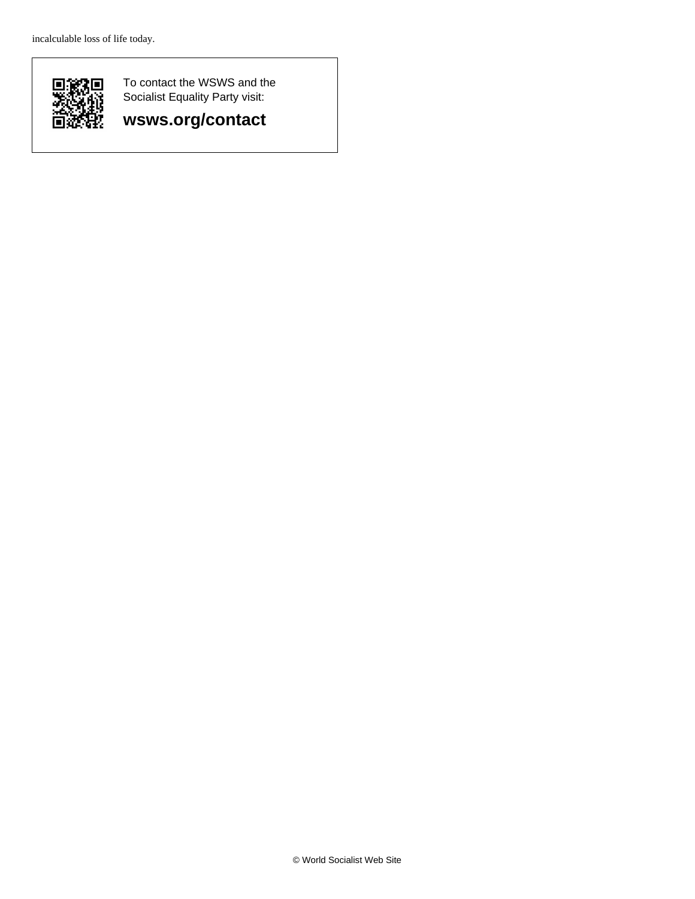incalculable loss of life today.

To contact the WSWS and the Socialist Equality Party visit:

**wsws.org/contact**